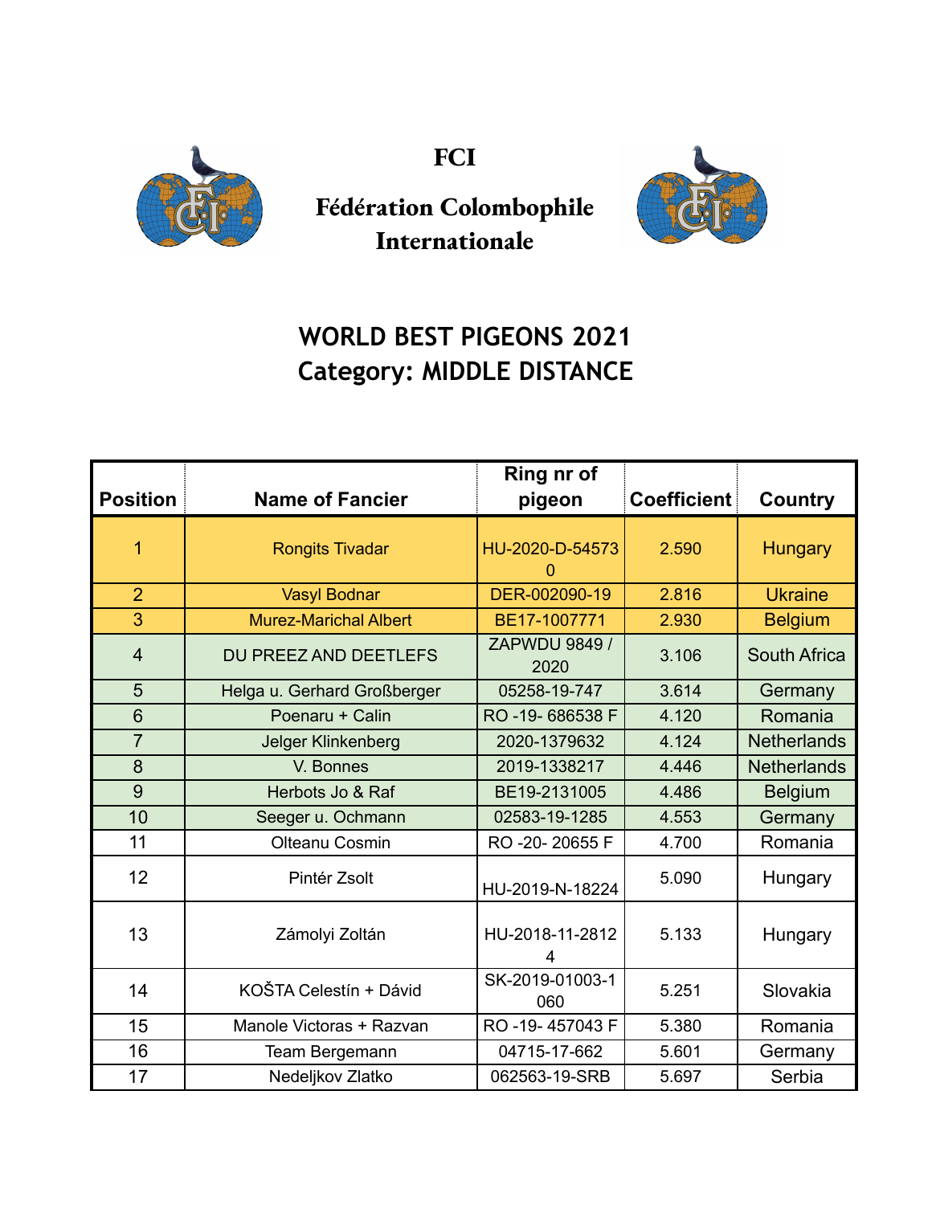# FCI

# Fédération Colombophile Internationale

## WORLD BEST PIGEONS 2021
## Category: MIDDLE DISTANCE

| Position | Name of Fancier | Ring nr of pigeon | Coefficient | Country |
|---|---|---|---|---|
| 1 | Rongits Tivadar | HU-2020-D-545730 | 2.590 | Hungary |
| 2 | Vasyl Bodnar | DER-002090-19 | 2.816 | Ukraine |
| 3 | Murez-Marichal Albert | BE17-1007771 | 2.930 | Belgium |
| 4 | DU PREEZ AND DEETLEFS | ZAPWDU 9849 / 2020 | 3.106 | South Africa |
| 5 | Helga u. Gerhard Großberger | 05258-19-747 | 3.614 | Germany |
| 6 | Poenaru + Calin | RO -19- 686538 F | 4.120 | Romania |
| 7 | Jelger Klinkenberg | 2020-1379632 | 4.124 | Netherlands |
| 8 | V. Bonnes | 2019-1338217 | 4.446 | Netherlands |
| 9 | Herbots Jo & Raf | BE19-2131005 | 4.486 | Belgium |
| 10 | Seeger u. Ochmann | 02583-19-1285 | 4.553 | Germany |
| 11 | Olteanu Cosmin | RO -20- 20655 F | 4.700 | Romania |
| 12 | Pintér Zsolt | HU-2019-N-18224 | 5.090 | Hungary |
| 13 | Zámolyi Zoltán | HU-2018-11-28124 | 5.133 | Hungary |
| 14 | KOŠTA Celestín + Dávid | SK-2019-01003-1060 | 5.251 | Slovakia |
| 15 | Manole Victoras + Razvan | RO -19- 457043 F | 5.380 | Romania |
| 16 | Team Bergemann | 04715-17-662 | 5.601 | Germany |
| 17 | Nedeljkov Zlatko | 062563-19-SRB | 5.697 | Serbia |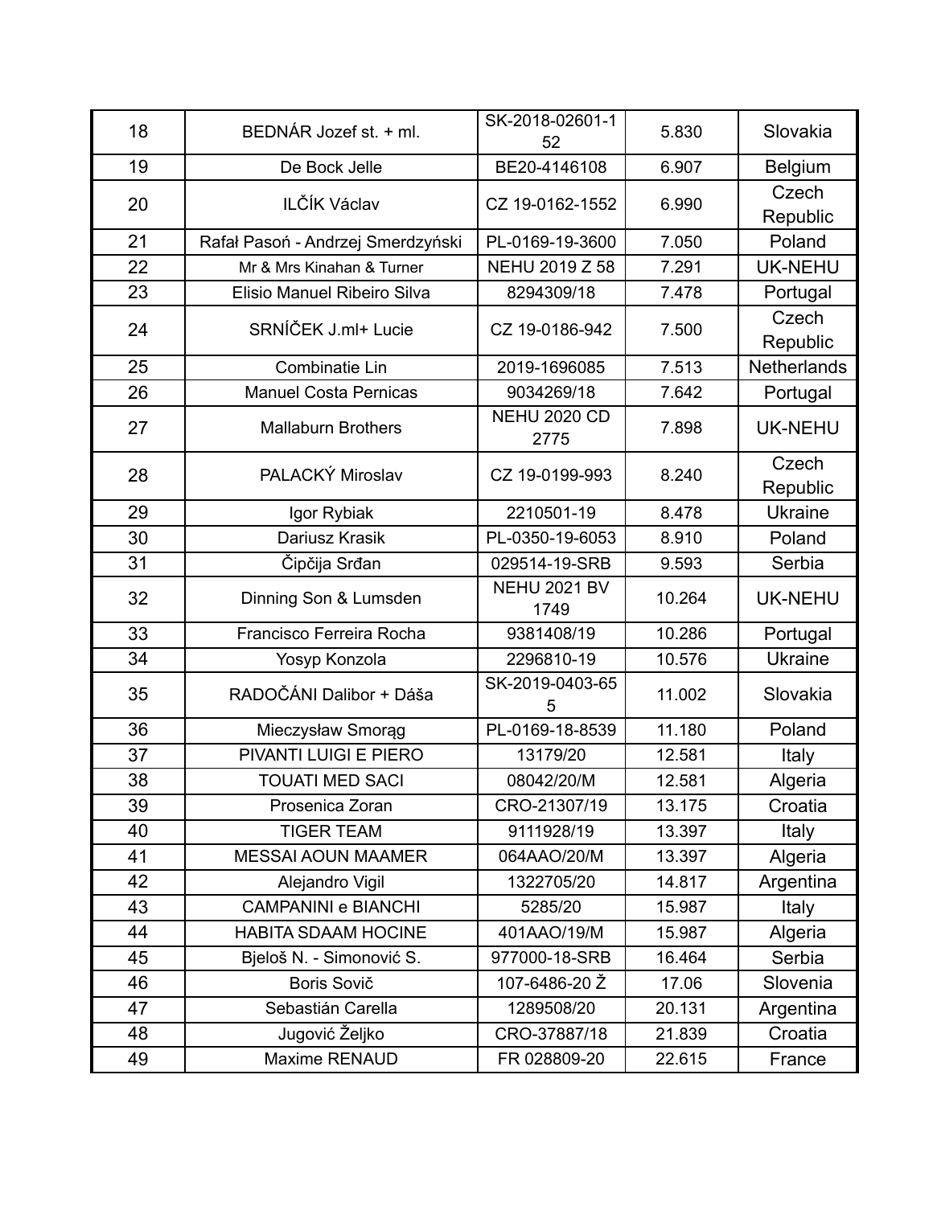| | | | | |
|---|---|---|---|---|
| 18 | BEDNÁR Jozef st. + ml. | SK-2018-02601-152 | 5.830 | Slovakia |
| 19 | De Bock Jelle | BE20-4146108 | 6.907 | Belgium |
| 20 | ILČÍK Václav | CZ 19-0162-1552 | 6.990 | Czech Republic |
| 21 | Rafał Pasoń - Andrzej Smerdzyński | PL-0169-19-3600 | 7.050 | Poland |
| 22 | Mr & Mrs Kinahan & Turner | NEHU 2019 Z 58 | 7.291 | UK-NEHU |
| 23 | Elisio Manuel Ribeiro Silva | 8294309/18 | 7.478 | Portugal |
| 24 | SRNÍČEK J.ml+ Lucie | CZ 19-0186-942 | 7.500 | Czech Republic |
| 25 | Combinatie Lin | 2019-1696085 | 7.513 | Netherlands |
| 26 | Manuel Costa Pernicas | 9034269/18 | 7.642 | Portugal |
| 27 | Mallaburn Brothers | NEHU 2020 CD 2775 | 7.898 | UK-NEHU |
| 28 | PALACKÝ Miroslav | CZ 19-0199-993 | 8.240 | Czech Republic |
| 29 | Igor Rybiak | 2210501-19 | 8.478 | Ukraine |
| 30 | Dariusz Krasik | PL-0350-19-6053 | 8.910 | Poland |
| 31 | Čipčija Srđan | 029514-19-SRB | 9.593 | Serbia |
| 32 | Dinning Son & Lumsden | NEHU 2021 BV 1749 | 10.264 | UK-NEHU |
| 33 | Francisco Ferreira Rocha | 9381408/19 | 10.286 | Portugal |
| 34 | Yosyp Konzola | 2296810-19 | 10.576 | Ukraine |
| 35 | RADOČÁNI Dalibor + Dáša | SK-2019-0403-655 | 11.002 | Slovakia |
| 36 | Mieczysław Smorąg | PL-0169-18-8539 | 11.180 | Poland |
| 37 | PIVANTI LUIGI E PIERO | 13179/20 | 12.581 | Italy |
| 38 | TOUATI MED SACI | 08042/20/M | 12.581 | Algeria |
| 39 | Prosenica Zoran | CRO-21307/19 | 13.175 | Croatia |
| 40 | TIGER TEAM | 9111928/19 | 13.397 | Italy |
| 41 | MESSAI AOUN MAAMER | 064AAO/20/M | 13.397 | Algeria |
| 42 | Alejandro Vigil | 1322705/20 | 14.817 | Argentina |
| 43 | CAMPANINI e BIANCHI | 5285/20 | 15.987 | Italy |
| 44 | HABITA SDAAM HOCINE | 401AAO/19/M | 15.987 | Algeria |
| 45 | Bjeloš N. - Simonović S. | 977000-18-SRB | 16.464 | Serbia |
| 46 | Boris Sovič | 107-6486-20 Ž | 17.06 | Slovenia |
| 47 | Sebastián Carella | 1289508/20 | 20.131 | Argentina |
| 48 | Jugović Željko | CRO-37887/18 | 21.839 | Croatia |
| 49 | Maxime RENAUD | FR 028809-20 | 22.615 | France |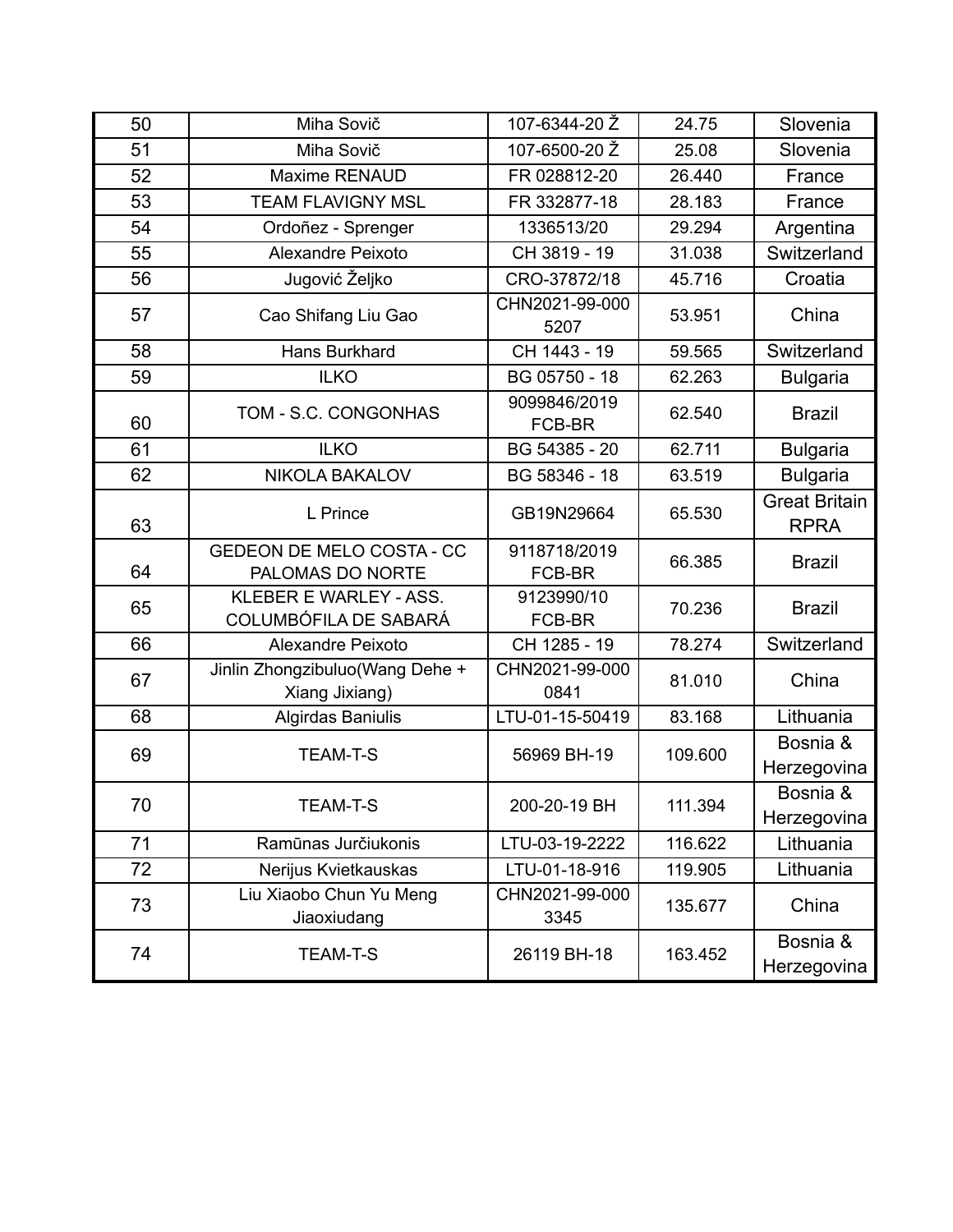| | | | | |
|---|---|---|---|---|
| 50 | Miha Sovič | 107-6344-20 Ž | 24.75 | Slovenia |
| 51 | Miha Sovič | 107-6500-20 Ž | 25.08 | Slovenia |
| 52 | Maxime RENAUD | FR 028812-20 | 26.440 | France |
| 53 | TEAM FLAVIGNY MSL | FR 332877-18 | 28.183 | France |
| 54 | Ordoñez - Sprenger | 1336513/20 | 29.294 | Argentina |
| 55 | Alexandre Peixoto | CH 3819 - 19 | 31.038 | Switzerland |
| 56 | Jugović Željko | CRO-37872/18 | 45.716 | Croatia |
| 57 | Cao Shifang Liu Gao | CHN2021-99-000 5207 | 53.951 | China |
| 58 | Hans Burkhard | CH 1443 - 19 | 59.565 | Switzerland |
| 59 | ILKO | BG 05750 - 18 | 62.263 | Bulgaria |
| 60 | TOM - S.C. CONGONHAS | 9099846/2019 FCB-BR | 62.540 | Brazil |
| 61 | ILKO | BG 54385 - 20 | 62.711 | Bulgaria |
| 62 | NIKOLA BAKALOV | BG 58346 - 18 | 63.519 | Bulgaria |
| 63 | L Prince | GB19N29664 | 65.530 | Great Britain RPRA |
| 64 | GEDEON DE MELO COSTA - CC PALOMAS DO NORTE | 9118718/2019 FCB-BR | 66.385 | Brazil |
| 65 | KLEBER E WARLEY - ASS. COLUMBÓFILA DE SABARÁ | 9123990/10 FCB-BR | 70.236 | Brazil |
| 66 | Alexandre Peixoto | CH 1285 - 19 | 78.274 | Switzerland |
| 67 | Jinlin Zhongzibuluo(Wang Dehe + Xiang Jixiang) | CHN2021-99-000 0841 | 81.010 | China |
| 68 | Algirdas Baniulis | LTU-01-15-50419 | 83.168 | Lithuania |
| 69 | TEAM-T-S | 56969 BH-19 | 109.600 | Bosnia & Herzegovina |
| 70 | TEAM-T-S | 200-20-19 BH | 111.394 | Bosnia & Herzegovina |
| 71 | Ramūnas Jurčiukonis | LTU-03-19-2222 | 116.622 | Lithuania |
| 72 | Nerijus Kvietkauskas | LTU-01-18-916 | 119.905 | Lithuania |
| 73 | Liu Xiaobo Chun Yu Meng Jiaoxiudang | CHN2021-99-000 3345 | 135.677 | China |
| 74 | TEAM-T-S | 26119 BH-18 | 163.452 | Bosnia & Herzegovina |